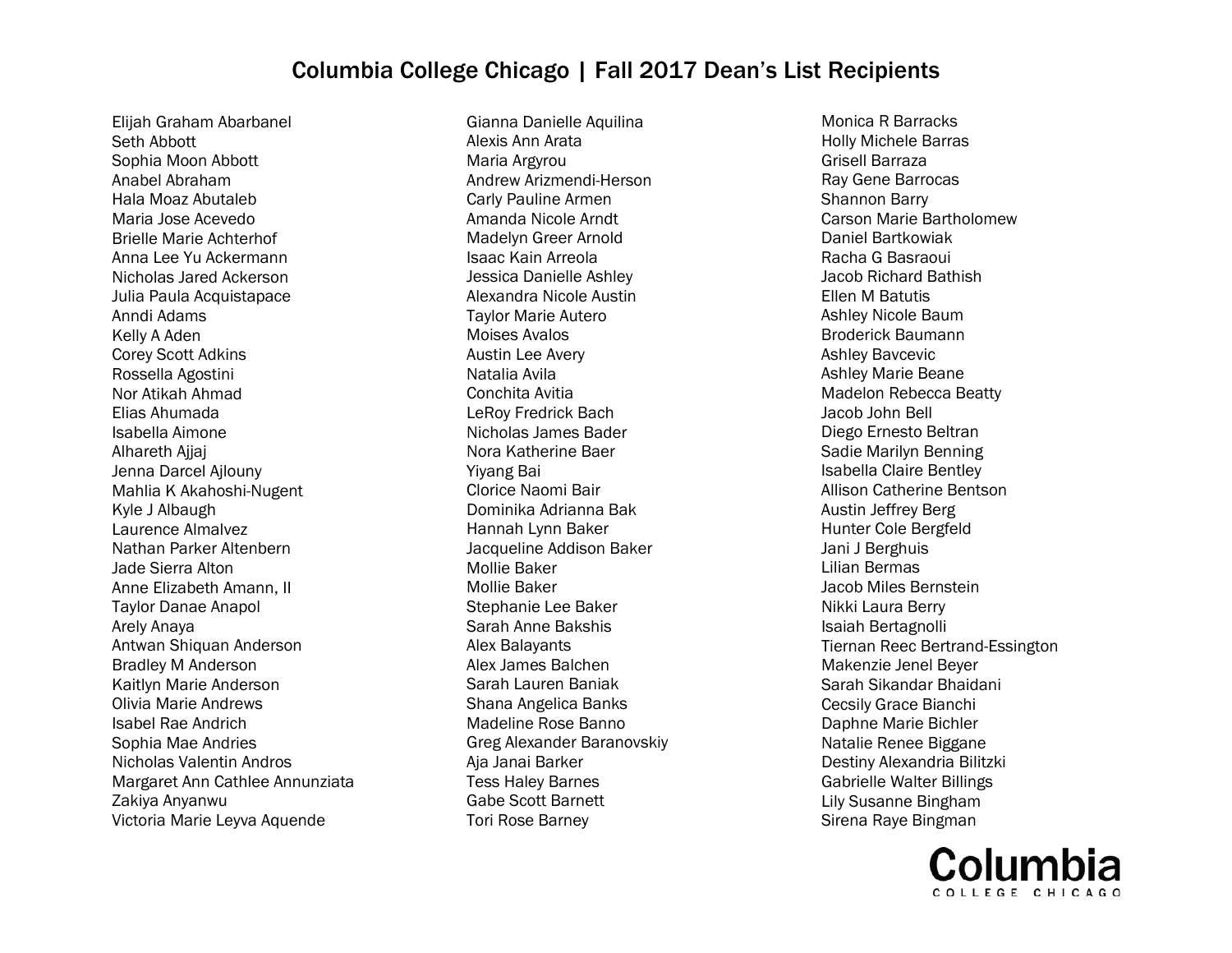# Columbia College Chicago | Fall 2017 Dean's List Recipients

Elijah Graham Abarbanel
Seth Abbott
Sophia Moon Abbott
Anabel Abraham
Hala Moaz Abutaleb
Maria Jose Acevedo
Brielle Marie Achterhof
Anna Lee Yu Ackermann
Nicholas Jared Ackerson
Julia Paula Acquistapace
Anndi Adams
Kelly A Aden
Corey Scott Adkins
Rossella Agostini
Nor Atikah Ahmad
Elias Ahumada
Isabella Aimone
Alhareth Ajjaj
Jenna Darcel Ajlouny
Mahlia K Akahoshi-Nugent
Kyle J Albaugh
Laurence Almalvez
Nathan Parker Altenbern
Jade Sierra Alton
Anne Elizabeth Amann, II
Taylor Danae Anapol
Arely Anaya
Antwan Shiquan Anderson
Bradley M Anderson
Kaitlyn Marie Anderson
Olivia Marie Andrews
Isabel Rae Andrich
Sophia Mae Andries
Nicholas Valentin Andros
Margaret Ann Cathlee Annunziata
Zakiya Anyanwu
Victoria Marie Leyva Aquende
Gianna Danielle Aquilina
Alexis Ann Arata
Maria Argyrou
Andrew Arizmendi-Herson
Carly Pauline Armen
Amanda Nicole Arndt
Madelyn Greer Arnold
Isaac Kain Arreola
Jessica Danielle Ashley
Alexandra Nicole Austin
Taylor Marie Autero
Moises Avalos
Austin Lee Avery
Natalia Avila
Conchita Avitia
LeRoy Fredrick Bach
Nicholas James Bader
Nora Katherine Baer
Yiyang Bai
Clorice Naomi Bair
Dominika Adrianna Bak
Hannah Lynn Baker
Jacqueline Addison Baker
Mollie Baker
Mollie Baker
Stephanie Lee Baker
Sarah Anne Bakshis
Alex Balayants
Alex James Balchen
Sarah Lauren Baniak
Shana Angelica Banks
Madeline Rose Banno
Greg Alexander Baranovskiy
Aja Janai Barker
Tess Haley Barnes
Gabe Scott Barnett
Tori Rose Barney
Monica R Barracks
Holly Michele Barras
Grisell Barraza
Ray Gene Barrocas
Shannon Barry
Carson Marie Bartholomew
Daniel Bartkowiak
Racha G Basraoui
Jacob Richard Bathish
Ellen M Batutis
Ashley Nicole Baum
Broderick Baumann
Ashley Bavcevic
Ashley Marie Beane
Madelon Rebecca Beatty
Jacob John Bell
Diego Ernesto Beltran
Sadie Marilyn Benning
Isabella Claire Bentley
Allison Catherine Bentson
Austin Jeffrey Berg
Hunter Cole Bergfeld
Jani J Berghuis
Lilian Bermas
Jacob Miles Bernstein
Nikki Laura Berry
Isaiah Bertagnolli
Tiernan Reec Bertrand-Essington
Makenzie Jenel Beyer
Sarah Sikandar Bhaidani
Cecsily Grace Bianchi
Daphne Marie Bichler
Natalie Renee Biggane
Destiny Alexandria Bilitzki
Gabrielle Walter Billings
Lily Susanne Bingham
Sirena Raye Bingman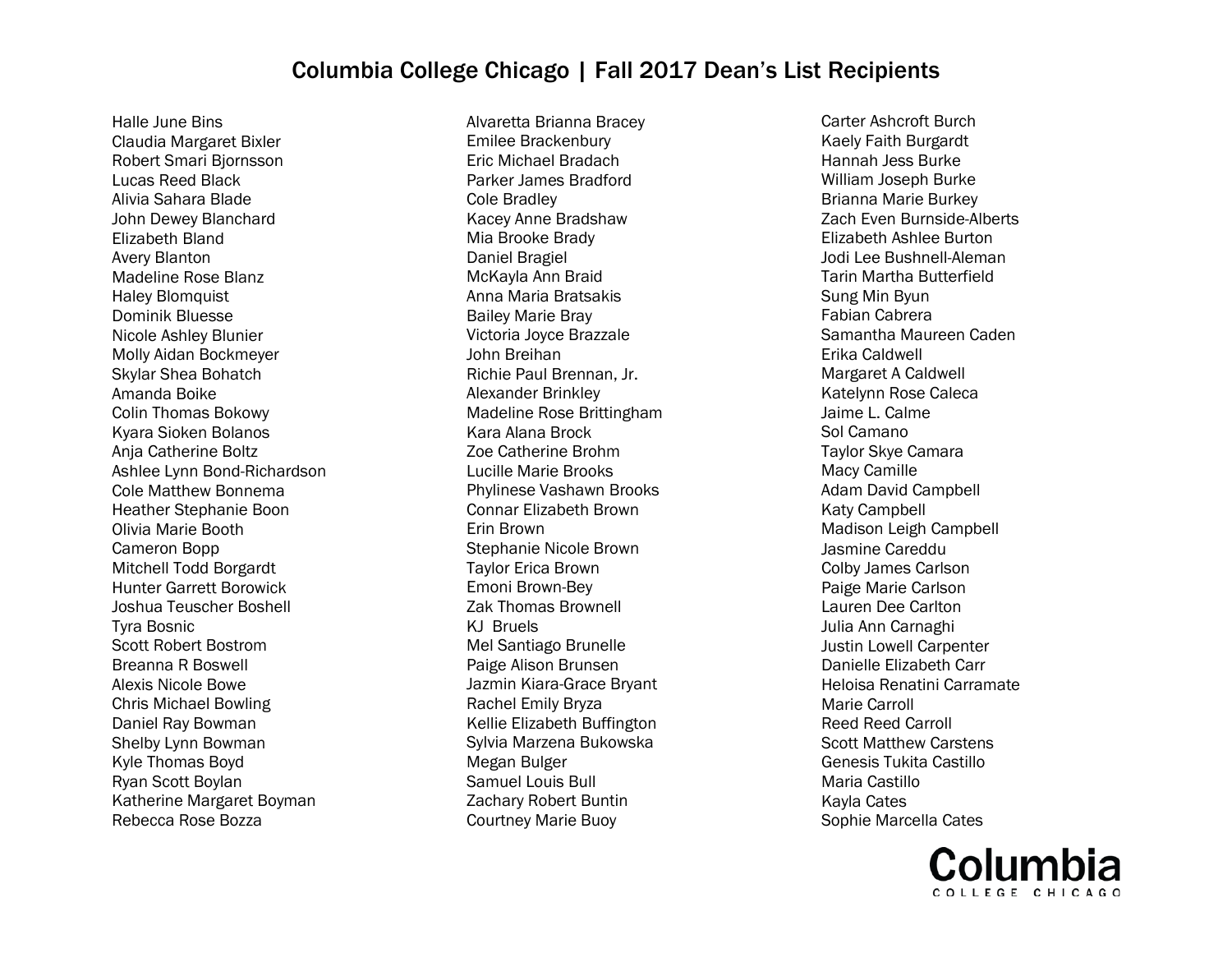# Columbia College Chicago | Fall 2017 Dean's List Recipients

Halle June Bins
Claudia Margaret Bixler
Robert Smari Bjornsson
Lucas Reed Black
Alivia Sahara Blade
John Dewey Blanchard
Elizabeth Bland
Avery Blanton
Madeline Rose Blanz
Haley Blomquist
Dominik Bluesse
Nicole Ashley Blunier
Molly Aidan Bockmeyer
Skylar Shea Bohatch
Amanda Boike
Colin Thomas Bokowy
Kyara Sioken Bolanos
Anja Catherine Boltz
Ashlee Lynn Bond-Richardson
Cole Matthew Bonnema
Heather Stephanie Boon
Olivia Marie Booth
Cameron Bopp
Mitchell Todd Borgardt
Hunter Garrett Borowick
Joshua Teuscher Boshell
Tyra Bosnic
Scott Robert Bostrom
Breanna R Boswell
Alexis Nicole Bowe
Chris Michael Bowling
Daniel Ray Bowman
Shelby Lynn Bowman
Kyle Thomas Boyd
Ryan Scott Boylan
Katherine Margaret Boyman
Rebecca Rose Bozza
Alvaretta Brianna Bracey
Emilee Brackenbury
Eric Michael Bradach
Parker James Bradford
Cole Bradley
Kacey Anne Bradshaw
Mia Brooke Brady
Daniel Bragiel
McKayla Ann Braid
Anna Maria Bratsakis
Bailey Marie Bray
Victoria Joyce Brazzale
John Breihan
Richie Paul Brennan, Jr.
Alexander Brinkley
Madeline Rose Brittingham
Kara Alana Brock
Zoe Catherine Brohm
Lucille Marie Brooks
Phylinese Vashawn Brooks
Connar Elizabeth Brown
Erin Brown
Stephanie Nicole Brown
Taylor Erica Brown
Emoni Brown-Bey
Zak Thomas Brownell
KJ Bruels
Mel Santiago Brunelle
Paige Alison Brunsen
Jazmin Kiara-Grace Bryant
Rachel Emily Bryza
Kellie Elizabeth Buffington
Sylvia Marzena Bukowska
Megan Bulger
Samuel Louis Bull
Zachary Robert Buntin
Courtney Marie Buoy
Carter Ashcroft Burch
Kaely Faith Burgardt
Hannah Jess Burke
William Joseph Burke
Brianna Marie Burkey
Zach Even Burnside-Alberts
Elizabeth Ashlee Burton
Jodi Lee Bushnell-Aleman
Tarin Martha Butterfield
Sung Min Byun
Fabian Cabrera
Samantha Maureen Caden
Erika Caldwell
Margaret A Caldwell
Katelynn Rose Caleca
Jaime L. Calme
Sol Camano
Taylor Skye Camara
Macy Camille
Adam David Campbell
Katy Campbell
Madison Leigh Campbell
Jasmine Careddu
Colby James Carlson
Paige Marie Carlson
Lauren Dee Carlton
Julia Ann Carnaghi
Justin Lowell Carpenter
Danielle Elizabeth Carr
Heloisa Renatini Carramate
Marie Carroll
Reed Reed Carroll
Scott Matthew Carstens
Genesis Tukita Castillo
Maria Castillo
Kayla Cates
Sophie Marcella Cates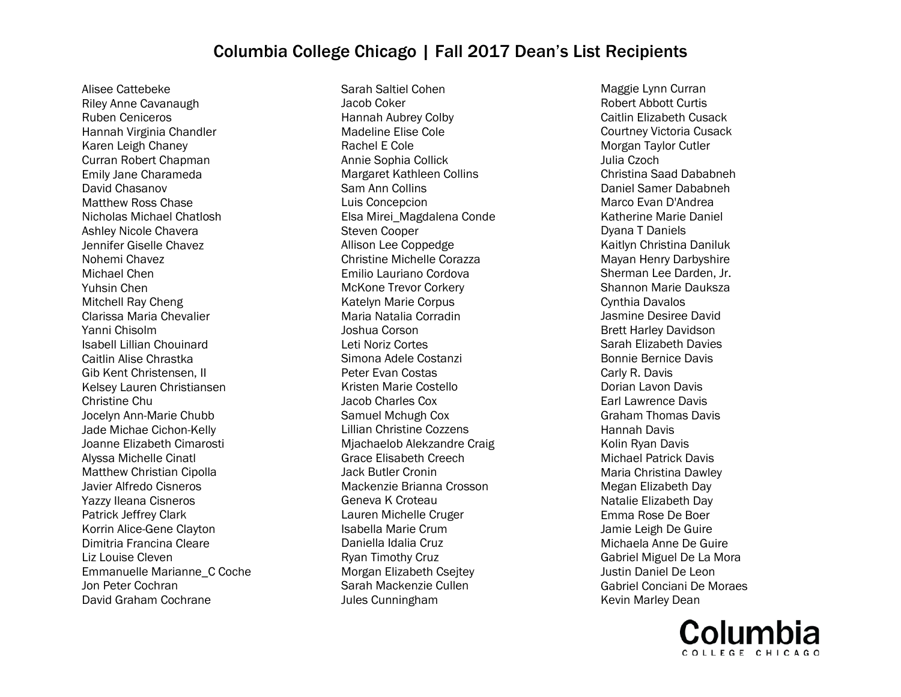# Columbia College Chicago | Fall 2017 Dean's List Recipients

Alisee Cattebeke
Riley Anne Cavanaugh
Ruben Ceniceros
Hannah Virginia Chandler
Karen Leigh Chaney
Curran Robert Chapman
Emily Jane Charameda
David Chasanov
Matthew Ross Chase
Nicholas Michael Chatlosh
Ashley Nicole Chavera
Jennifer Giselle Chavez
Nohemi Chavez
Michael Chen
Yuhsin Chen
Mitchell Ray Cheng
Clarissa Maria Chevalier
Yanni Chisolm
Isabell Lillian Chouinard
Caitlin Alise Chrastka
Gib Kent Christensen, II
Kelsey Lauren Christiansen
Christine Chu
Jocelyn Ann-Marie Chubb
Jade Michae Cichon-Kelly
Joanne Elizabeth Cimarosti
Alyssa Michelle Cinatl
Matthew Christian Cipolla
Javier Alfredo Cisneros
Yazzy Ileana Cisneros
Patrick Jeffrey Clark
Korrin Alice-Gene Clayton
Dimitria Francina Cleare
Liz Louise Cleven
Emmanuelle Marianne_C Coche
Jon Peter Cochran
David Graham Cochrane
Sarah Saltiel Cohen
Jacob Coker
Hannah Aubrey Colby
Madeline Elise Cole
Rachel E Cole
Annie Sophia Collick
Margaret Kathleen Collins
Sam Ann Collins
Luis Concepcion
Elsa Mirei_Magdalena Conde
Steven Cooper
Allison Lee Coppedge
Christine Michelle Corazza
Emilio Lauriano Cordova
McKone Trevor Corkery
Katelyn Marie Corpus
Maria Natalia Corradin
Joshua Corson
Leti Noriz Cortes
Simona Adele Costanzi
Peter Evan Costas
Kristen Marie Costello
Jacob Charles Cox
Samuel Mchugh Cox
Lillian Christine Cozzens
Mjachaelob Alekzandre Craig
Grace Elisabeth Creech
Jack Butler Cronin
Mackenzie Brianna Crosson
Geneva K Croteau
Lauren Michelle Cruger
Isabella Marie Crum
Daniella Idalia Cruz
Ryan Timothy Cruz
Morgan Elizabeth Csejtey
Sarah Mackenzie Cullen
Jules Cunningham
Maggie Lynn Curran
Robert Abbott Curtis
Caitlin Elizabeth Cusack
Courtney Victoria Cusack
Morgan Taylor Cutler
Julia Czoch
Christina Saad Dababneh
Daniel Samer Dababneh
Marco Evan D'Andrea
Katherine Marie Daniel
Dyana T Daniels
Kaitlyn Christina Daniluk
Mayan Henry Darbyshire
Sherman Lee Darden, Jr.
Shannon Marie Dauksza
Cynthia Davalos
Jasmine Desiree David
Brett Harley Davidson
Sarah Elizabeth Davies
Bonnie Bernice Davis
Carly R. Davis
Dorian Lavon Davis
Earl Lawrence Davis
Graham Thomas Davis
Hannah Davis
Kolin Ryan Davis
Michael Patrick Davis
Maria Christina Dawley
Megan Elizabeth Day
Natalie Elizabeth Day
Emma Rose De Boer
Jamie Leigh De Guire
Michaela Anne De Guire
Gabriel Miguel De La Mora
Justin Daniel De Leon
Gabriel Conciani De Moraes
Kevin Marley Dean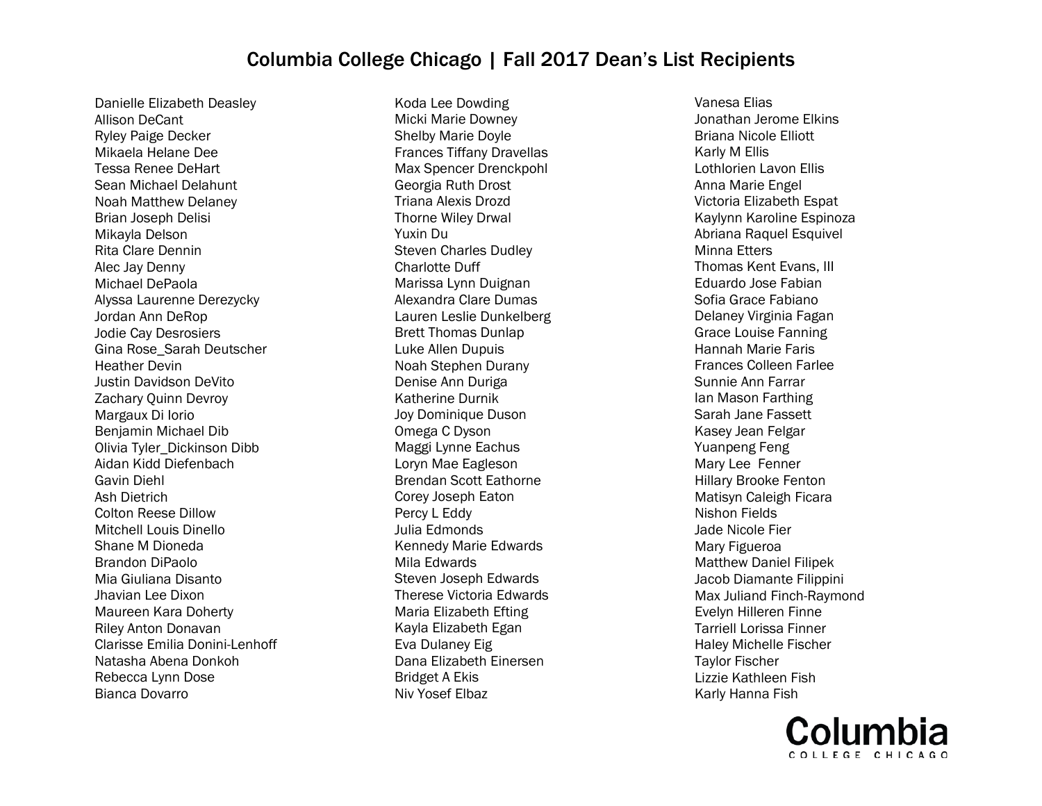# Columbia College Chicago | Fall 2017 Dean's List Recipients

Danielle Elizabeth Deasley
Allison DeCant
Ryley Paige Decker
Mikaela Helane Dee
Tessa Renee DeHart
Sean Michael Delahunt
Noah Matthew Delaney
Brian Joseph Delisi
Mikayla Delson
Rita Clare Dennin
Alec Jay Denny
Michael DePaola
Alyssa Laurenne Derezycky
Jordan Ann DeRop
Jodie Cay Desrosiers
Gina Rose_Sarah Deutscher
Heather Devin
Justin Davidson DeVito
Zachary Quinn Devroy
Margaux Di Iorio
Benjamin Michael Dib
Olivia Tyler_Dickinson Dibb
Aidan Kidd Diefenbach
Gavin Diehl
Ash Dietrich
Colton Reese Dillow
Mitchell Louis Dinello
Shane M Dioneda
Brandon DiPaolo
Mia Giuliana Disanto
Jhavian Lee Dixon
Maureen Kara Doherty
Riley Anton Donavan
Clarisse Emilia Donini-Lenhoff
Natasha Abena Donkoh
Rebecca Lynn Dose
Bianca Dovarro
Koda Lee Dowding
Micki Marie Downey
Shelby Marie Doyle
Frances Tiffany Dravellas
Max Spencer Drenckpohl
Georgia Ruth Drost
Triana Alexis Drozd
Thorne Wiley Drwal
Yuxin Du
Steven Charles Dudley
Charlotte Duff
Marissa Lynn Duignan
Alexandra Clare Dumas
Lauren Leslie Dunkelberg
Brett Thomas Dunlap
Luke Allen Dupuis
Noah Stephen Durany
Denise Ann Duriga
Katherine Durnik
Joy Dominique Duson
Omega C Dyson
Maggi Lynne Eachus
Loryn Mae Eagleson
Brendan Scott Eathorne
Corey Joseph Eaton
Percy L Eddy
Julia Edmonds
Kennedy Marie Edwards
Mila Edwards
Steven Joseph Edwards
Therese Victoria Edwards
Maria Elizabeth Efting
Kayla Elizabeth Egan
Eva Dulaney Eig
Dana Elizabeth Einersen
Bridget A Ekis
Niv Yosef Elbaz
Vanesa Elias
Jonathan Jerome Elkins
Briana Nicole Elliott
Karly M Ellis
Lothlorien Lavon Ellis
Anna Marie Engel
Victoria Elizabeth Espat
Kaylynn Karoline Espinoza
Abriana Raquel Esquivel
Minna Etters
Thomas Kent Evans, III
Eduardo Jose Fabian
Sofia Grace Fabiano
Delaney Virginia Fagan
Grace Louise Fanning
Hannah Marie Faris
Frances Colleen Farlee
Sunnie Ann Farrar
Ian Mason Farthing
Sarah Jane Fassett
Kasey Jean Felgar
Yuanpeng Feng
Mary Lee Fenner
Hillary Brooke Fenton
Matisyn Caleigh Ficara
Nishon Fields
Jade Nicole Fier
Mary Figueroa
Matthew Daniel Filipek
Jacob Diamante Filippini
Max Juliand Finch-Raymond
Evelyn Hilleren Finne
Tarriell Lorissa Finner
Haley Michelle Fischer
Taylor Fischer
Lizzie Kathleen Fish
Karly Hanna Fish

Columbia
COLLEGE CHICAGO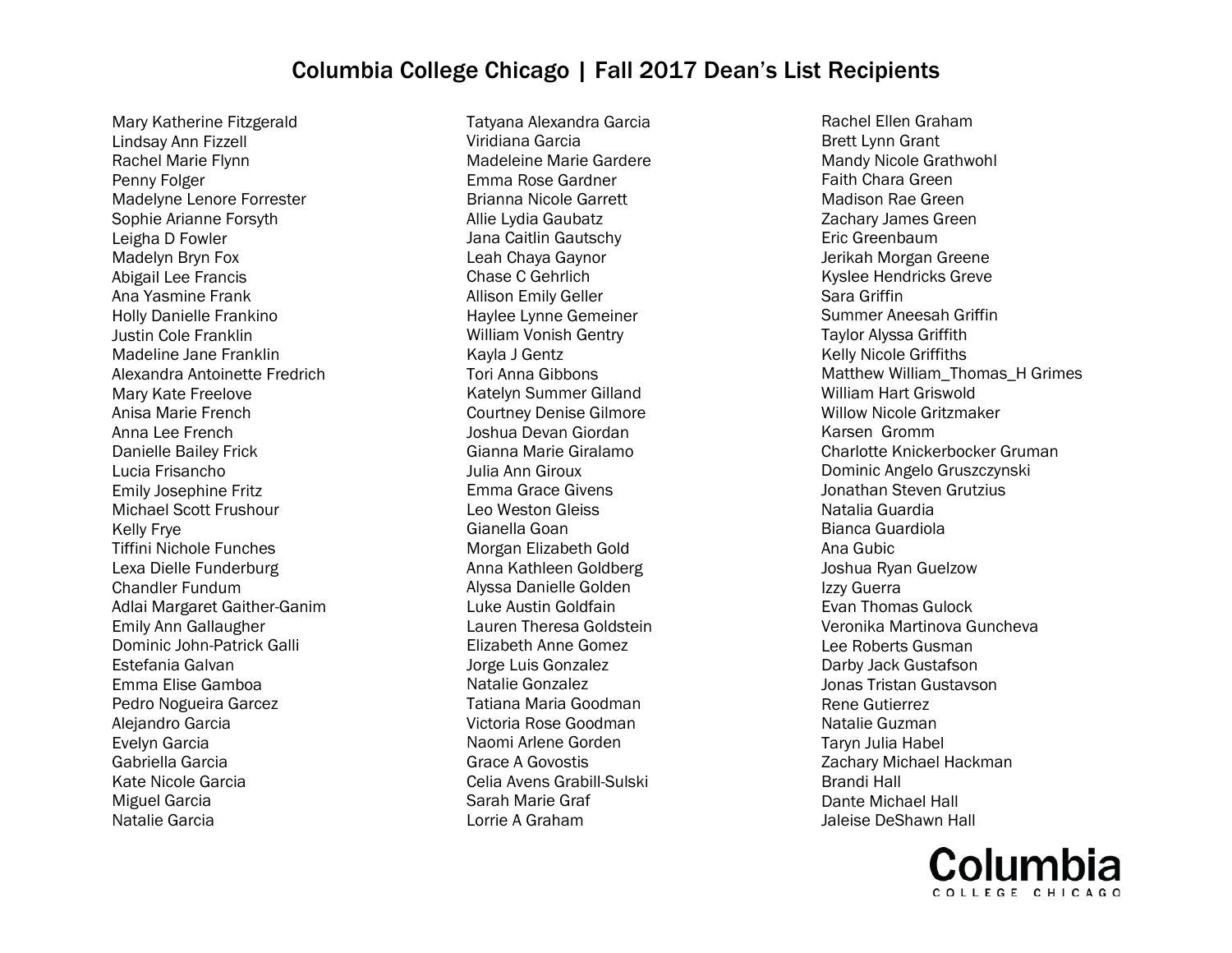# Columbia College Chicago | Fall 2017 Dean's List Recipients

Mary Katherine Fitzgerald
Lindsay Ann Fizzell
Rachel Marie Flynn
Penny Folger
Madelyne Lenore Forrester
Sophie Arianne Forsyth
Leigha D Fowler
Madelyn Bryn Fox
Abigail Lee Francis
Ana Yasmine Frank
Holly Danielle Frankino
Justin Cole Franklin
Madeline Jane Franklin
Alexandra Antoinette Fredrich
Mary Kate Freelove
Anisa Marie French
Anna Lee French
Danielle Bailey Frick
Lucia Frisancho
Emily Josephine Fritz
Michael Scott Frushour
Kelly Frye
Tiffini Nichole Funches
Lexa Dielle Funderburg
Chandler Fundum
Adlai Margaret Gaither-Ganim
Emily Ann Gallaugher
Dominic John-Patrick Galli
Estefania Galvan
Emma Elise Gamboa
Pedro Nogueira Garcez
Alejandro Garcia
Evelyn Garcia
Gabriella Garcia
Kate Nicole Garcia
Miguel Garcia
Natalie Garcia
Tatyana Alexandra Garcia
Viridiana Garcia
Madeleine Marie Gardere
Emma Rose Gardner
Brianna Nicole Garrett
Allie Lydia Gaubatz
Jana Caitlin Gautschy
Leah Chaya Gaynor
Chase C Gehrlich
Allison Emily Geller
Haylee Lynne Gemeiner
William Vonish Gentry
Kayla J Gentz
Tori Anna Gibbons
Katelyn Summer Gilland
Courtney Denise Gilmore
Joshua Devan Giordan
Gianna Marie Giralamo
Julia Ann Giroux
Emma Grace Givens
Leo Weston Gleiss
Gianella Goan
Morgan Elizabeth Gold
Anna Kathleen Goldberg
Alyssa Danielle Golden
Luke Austin Goldfain
Lauren Theresa Goldstein
Elizabeth Anne Gomez
Jorge Luis Gonzalez
Natalie Gonzalez
Tatiana Maria Goodman
Victoria Rose Goodman
Naomi Arlene Gorden
Grace A Govostis
Celia Avens Grabill-Sulski
Sarah Marie Graf
Lorrie A Graham
Rachel Ellen Graham
Brett Lynn Grant
Mandy Nicole Grathwohl
Faith Chara Green
Madison Rae Green
Zachary James Green
Eric Greenbaum
Jerikah Morgan Greene
Kyslee Hendricks Greve
Sara Griffin
Summer Aneesah Griffin
Taylor Alyssa Griffith
Kelly Nicole Griffiths
Matthew William_Thomas_H Grimes
William Hart Griswold
Willow Nicole Gritzmaker
Karsen Gromm
Charlotte Knickerbocker Gruman
Dominic Angelo Gruszczynski
Jonathan Steven Grutzius
Natalia Guardia
Bianca Guardiola
Ana Gubic
Joshua Ryan Guelzow
Izzy Guerra
Evan Thomas Gulock
Veronika Martinova Guncheva
Lee Roberts Gusman
Darby Jack Gustafson
Jonas Tristan Gustavson
Rene Gutierrez
Natalie Guzman
Taryn Julia Habel
Zachary Michael Hackman
Brandi Hall
Dante Michael Hall
Jaleise DeShawn Hall

Columbia
COLLEGE CHICAGO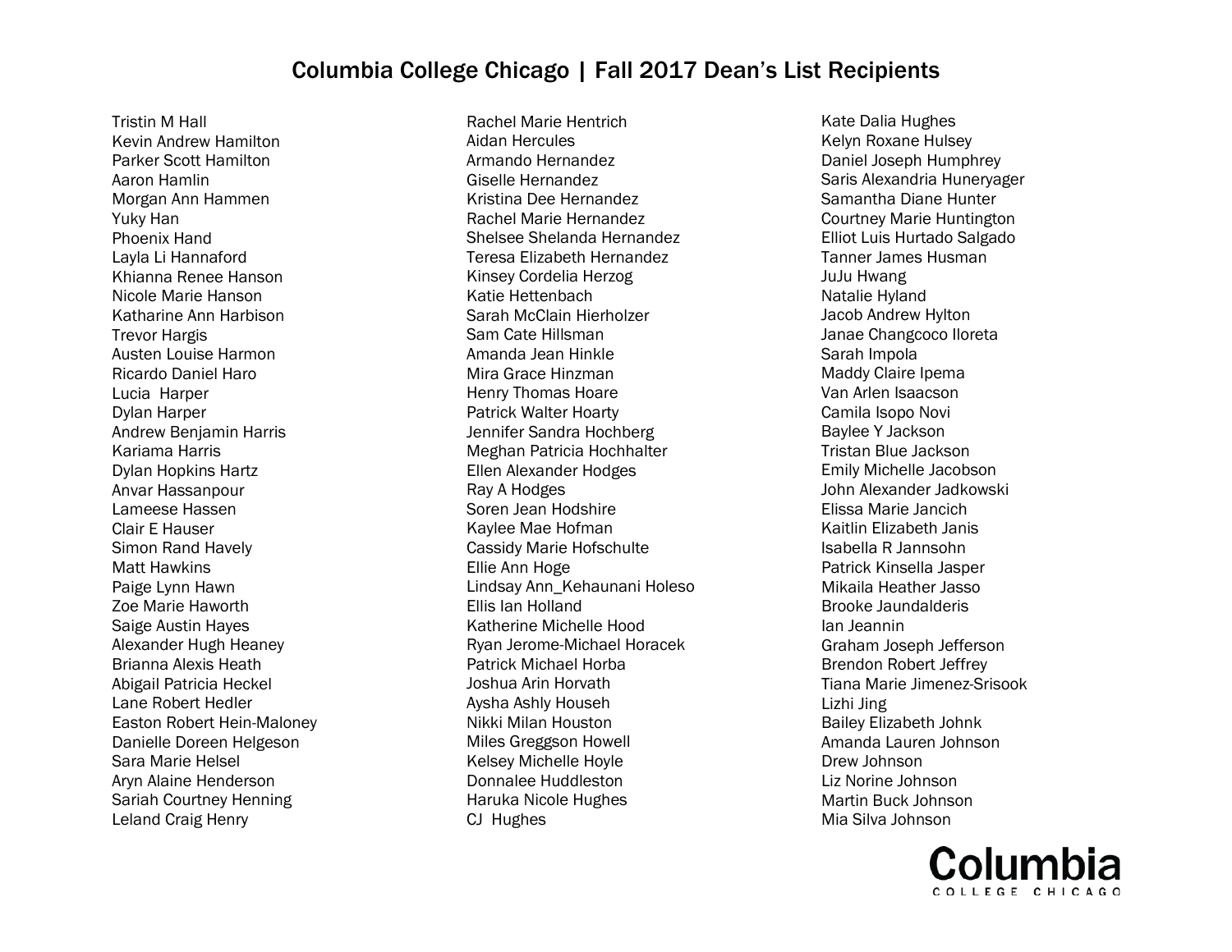# Columbia College Chicago | Fall 2017 Dean's List Recipients

Tristin M Hall
Kevin Andrew Hamilton
Parker Scott Hamilton
Aaron Hamlin
Morgan Ann Hammen
Yuky Han
Phoenix Hand
Layla Li Hannaford
Khianna Renee Hanson
Nicole Marie Hanson
Katharine Ann Harbison
Trevor Hargis
Austen Louise Harmon
Ricardo Daniel Haro
Lucia  Harper
Dylan Harper
Andrew Benjamin Harris
Kariama Harris
Dylan Hopkins Hartz
Anvar Hassanpour
Lameese Hassen
Clair E Hauser
Simon Rand Havely
Matt Hawkins
Paige Lynn Hawn
Zoe Marie Haworth
Saige Austin Hayes
Alexander Hugh Heaney
Brianna Alexis Heath
Abigail Patricia Heckel
Lane Robert Hedler
Easton Robert Hein-Maloney
Danielle Doreen Helgeson
Sara Marie Helsel
Aryn Alaine Henderson
Sariah Courtney Henning
Leland Craig Henry
Rachel Marie Hentrich
Aidan Hercules
Armando Hernandez
Giselle Hernandez
Kristina Dee Hernandez
Rachel Marie Hernandez
Shelsee Shelanda Hernandez
Teresa Elizabeth Hernandez
Kinsey Cordelia Herzog
Katie Hettenbach
Sarah McClain Hierholzer
Sam Cate Hillsman
Amanda Jean Hinkle
Mira Grace Hinzman
Henry Thomas Hoare
Patrick Walter Hoarty
Jennifer Sandra Hochberg
Meghan Patricia Hochhalter
Ellen Alexander Hodges
Ray A Hodges
Soren Jean Hodshire
Kaylee Mae Hofman
Cassidy Marie Hofschulte
Ellie Ann Hoge
Lindsay Ann_Kehaunani Holeso
Ellis Ian Holland
Katherine Michelle Hood
Ryan Jerome-Michael Horacek
Patrick Michael Horba
Joshua Arin Horvath
Aysha Ashly Househ
Nikki Milan Houston
Miles Greggson Howell
Kelsey Michelle Hoyle
Donnalee Huddleston
Haruka Nicole Hughes
CJ  Hughes
Kate Dalia Hughes
Kelyn Roxane Hulsey
Daniel Joseph Humphrey
Saris Alexandria Huneryager
Samantha Diane Hunter
Courtney Marie Huntington
Elliot Luis Hurtado Salgado
Tanner James Husman
JuJu Hwang
Natalie Hyland
Jacob Andrew Hylton
Janae Changcoco Iloreta
Sarah Impola
Maddy Claire Ipema
Van Arlen Isaacson
Camila Isopo Novi
Baylee Y Jackson
Tristan Blue Jackson
Emily Michelle Jacobson
John Alexander Jadkowski
Elissa Marie Jancich
Kaitlin Elizabeth Janis
Isabella R Jannsohn
Patrick Kinsella Jasper
Mikaila Heather Jasso
Brooke Jaundalderis
Ian Jeannin
Graham Joseph Jefferson
Brendon Robert Jeffrey
Tiana Marie Jimenez-Srisook
Lizhi Jing
Bailey Elizabeth Johnk
Amanda Lauren Johnson
Drew Johnson
Liz Norine Johnson
Martin Buck Johnson
Mia Silva Johnson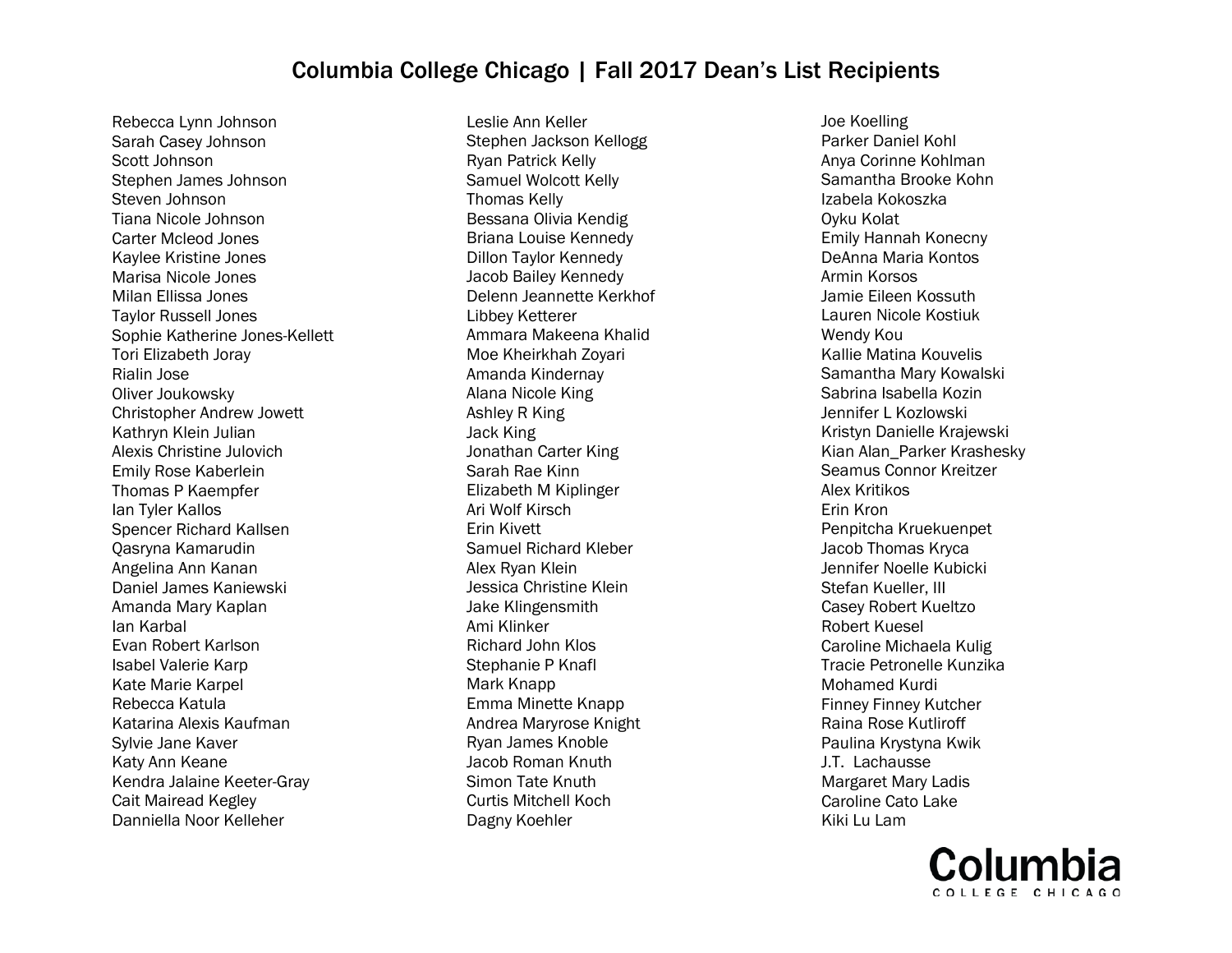# Columbia College Chicago | Fall 2017 Dean's List Recipients

Rebecca Lynn Johnson
Sarah Casey Johnson
Scott Johnson
Stephen James Johnson
Steven Johnson
Tiana Nicole Johnson
Carter Mcleod Jones
Kaylee Kristine Jones
Marisa Nicole Jones
Milan Ellissa Jones
Taylor Russell Jones
Sophie Katherine Jones-Kellett
Tori Elizabeth Joray
Rialin Jose
Oliver Joukowsky
Christopher Andrew Jowett
Kathryn Klein Julian
Alexis Christine Julovich
Emily Rose Kaberlein
Thomas P Kaempfer
Ian Tyler Kallos
Spencer Richard Kallsen
Qasryna Kamarudin
Angelina Ann Kanan
Daniel James Kaniewski
Amanda Mary Kaplan
Ian Karbal
Evan Robert Karlson
Isabel Valerie Karp
Kate Marie Karpel
Rebecca Katula
Katarina Alexis Kaufman
Sylvie Jane Kaver
Katy Ann Keane
Kendra Jalaine Keeter-Gray
Cait Mairead Kegley
Danniella Noor Kelleher
Leslie Ann Keller
Stephen Jackson Kellogg
Ryan Patrick Kelly
Samuel Wolcott Kelly
Thomas Kelly
Bessana Olivia Kendig
Briana Louise Kennedy
Dillon Taylor Kennedy
Jacob Bailey Kennedy
Delenn Jeannette Kerkhof
Libbey Ketterer
Ammara Makeena Khalid
Moe Kheirkhah Zoyari
Amanda Kindernay
Alana Nicole King
Ashley R King
Jack King
Jonathan Carter King
Sarah Rae Kinn
Elizabeth M Kiplinger
Ari Wolf Kirsch
Erin Kivett
Samuel Richard Kleber
Alex Ryan Klein
Jessica Christine Klein
Jake Klingensmith
Ami Klinker
Richard John Klos
Stephanie P Knafl
Mark Knapp
Emma Minette Knapp
Andrea Maryrose Knight
Ryan James Knoble
Jacob Roman Knuth
Simon Tate Knuth
Curtis Mitchell Koch
Dagny Koehler
Joe Koelling
Parker Daniel Kohl
Anya Corinne Kohlman
Samantha Brooke Kohn
Izabela Kokoszka
Oyku Kolat
Emily Hannah Konecny
DeAnna Maria Kontos
Armin Korsos
Jamie Eileen Kossuth
Lauren Nicole Kostiuk
Wendy Kou
Kallie Matina Kouvelis
Samantha Mary Kowalski
Sabrina Isabella Kozin
Jennifer L Kozlowski
Kristyn Danielle Krajewski
Kian Alan_Parker Krashesky
Seamus Connor Kreitzer
Alex Kritikos
Erin Kron
Penpitcha Kruekuenpet
Jacob Thomas Kryca
Jennifer Noelle Kubicki
Stefan Kueller, III
Casey Robert Kueltzo
Robert Kuesel
Caroline Michaela Kulig
Tracie Petronelle Kunzika
Mohamed Kurdi
Finney Finney Kutcher
Raina Rose Kutliroff
Paulina Krystyna Kwik
J.T. Lachausse
Margaret Mary Ladis
Caroline Cato Lake
Kiki Lu Lam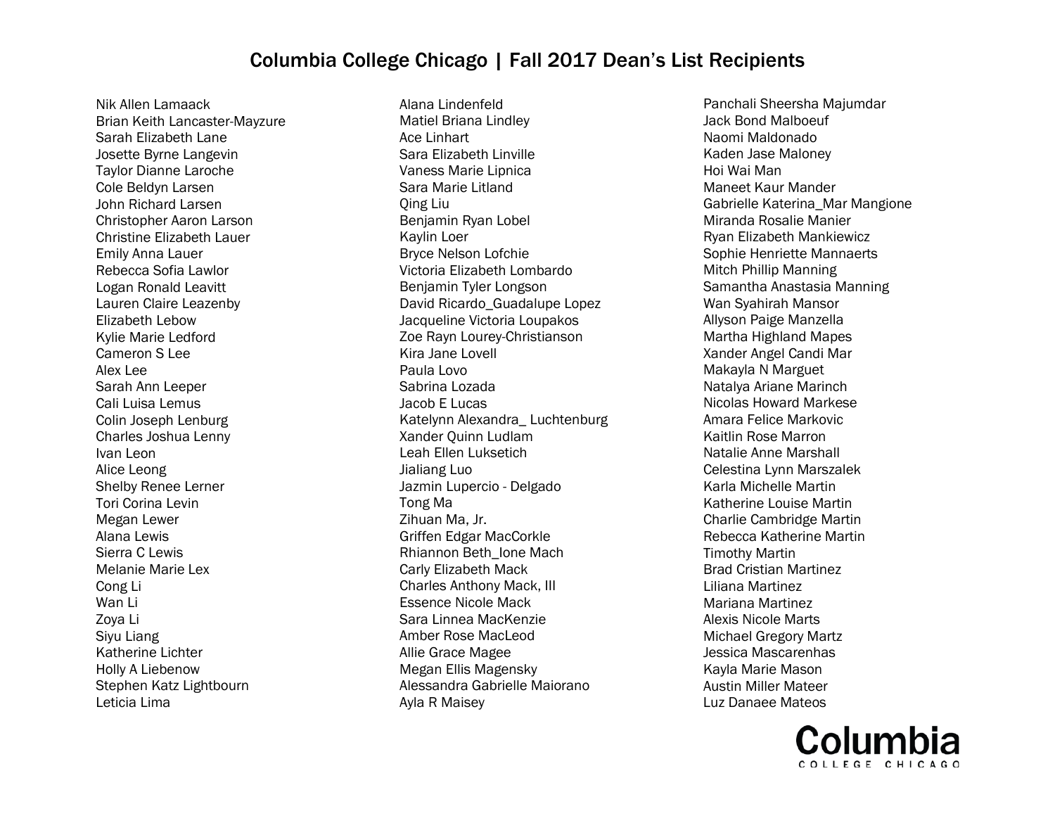# Columbia College Chicago | Fall 2017 Dean's List Recipients

Nik Allen Lamaack
Brian Keith Lancaster-Mayzure
Sarah Elizabeth Lane
Josette Byrne Langevin
Taylor Dianne Laroche
Cole Beldyn Larsen
John Richard Larsen
Christopher Aaron Larson
Christine Elizabeth Lauer
Emily Anna Lauer
Rebecca Sofia Lawlor
Logan Ronald Leavitt
Lauren Claire Leazenby
Elizabeth Lebow
Kylie Marie Ledford
Cameron S Lee
Alex Lee
Sarah Ann Leeper
Cali Luisa Lemus
Colin Joseph Lenburg
Charles Joshua Lenny
Ivan Leon
Alice Leong
Shelby Renee Lerner
Tori Corina Levin
Megan Lewer
Alana Lewis
Sierra C Lewis
Melanie Marie Lex
Cong Li
Wan Li
Zoya Li
Siyu Liang
Katherine Lichter
Holly A Liebenow
Stephen Katz Lightbourn
Leticia Lima

Alana Lindenfeld
Matiel Briana Lindley
Ace Linhart
Sara Elizabeth Linville
Vaness Marie Lipnica
Sara Marie Litland
Qing Liu
Benjamin Ryan Lobel
Kaylin Loer
Bryce Nelson Lofchie
Victoria Elizabeth Lombardo
Benjamin Tyler Longson
David Ricardo_Guadalupe Lopez
Jacqueline Victoria Loupakos
Zoe Rayn Lourey-Christianson
Kira Jane Lovell
Paula Lovo
Sabrina Lozada
Jacob E Lucas
Katelynn Alexandra_ Luchtenburg
Xander Quinn Ludlam
Leah Ellen Luksetich
Jialiang Luo
Jazmin Lupercio - Delgado
Tong Ma
Zihuan Ma, Jr.
Griffen Edgar MacCorkle
Rhiannon Beth_Ione Mach
Carly Elizabeth Mack
Charles Anthony Mack, III
Essence Nicole Mack
Sara Linnea MacKenzie
Amber Rose MacLeod
Allie Grace Magee
Megan Ellis Magensky
Alessandra Gabrielle Maiorano
Ayla R Maisey

Panchali Sheersha Majumdar
Jack Bond Malboeuf
Naomi Maldonado
Kaden Jase Maloney
Hoi Wai Man
Maneet Kaur Mander
Gabrielle Katerina_Mar Mangione
Miranda Rosalie Manier
Ryan Elizabeth Mankiewicz
Sophie Henriette Mannaerts
Mitch Phillip Manning
Samantha Anastasia Manning
Wan Syahirah Mansor
Allyson Paige Manzella
Martha Highland Mapes
Xander Angel Candi Mar
Makayla N Marguet
Natalya Ariane Marinch
Nicolas Howard Markese
Amara Felice Markovic
Kaitlin Rose Marron
Natalie Anne Marshall
Celestina Lynn Marszalek
Karla Michelle Martin
Katherine Louise Martin
Charlie Cambridge Martin
Rebecca Katherine Martin
Timothy Martin
Brad Cristian Martinez
Liliana Martinez
Mariana Martinez
Alexis Nicole Marts
Michael Gregory Martz
Jessica Mascarenhas
Kayla Marie Mason
Austin Miller Mateer
Luz Danaee Mateos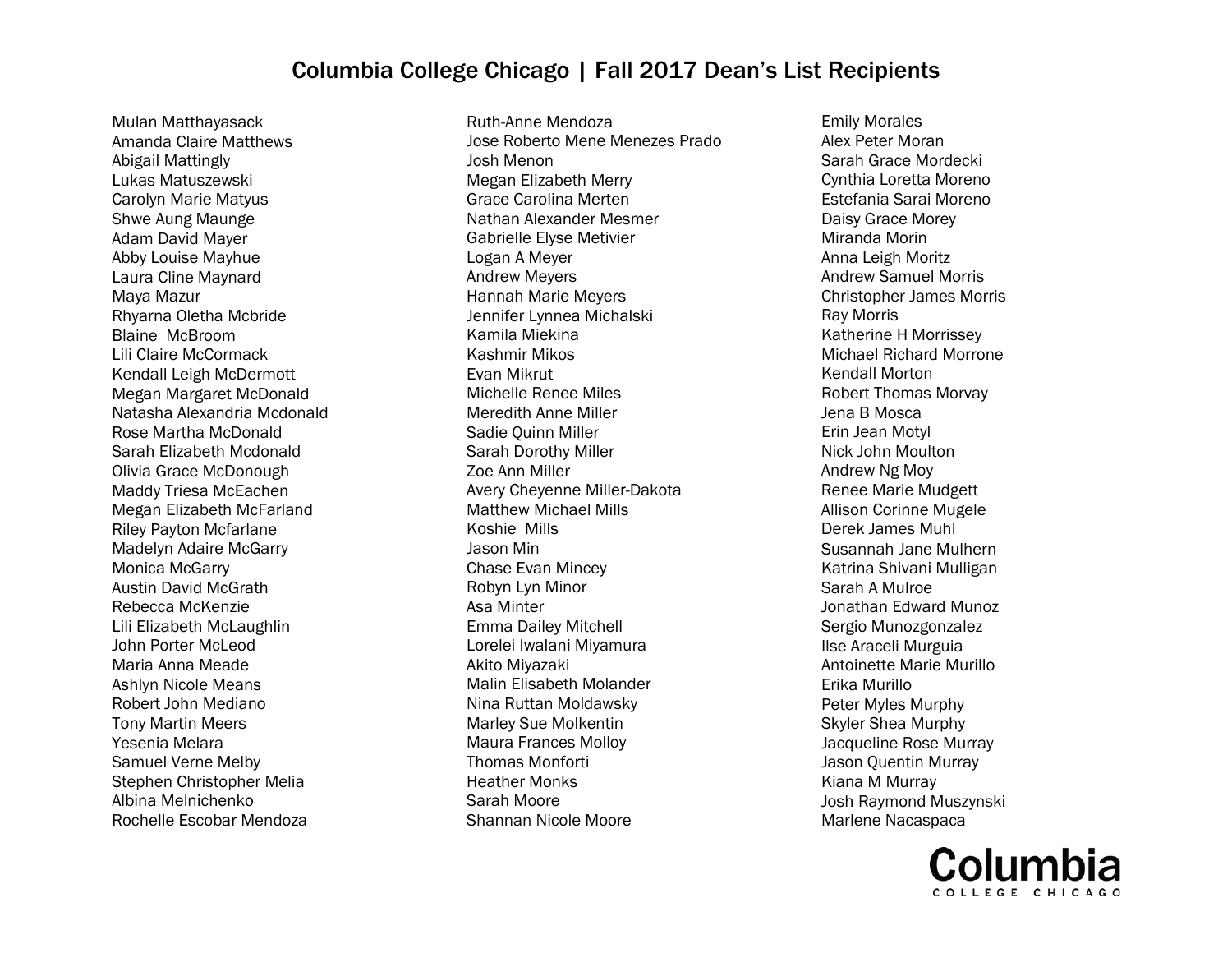# Columbia College Chicago | Fall 2017 Dean's List Recipients

Mulan Matthayasack
Amanda Claire Matthews
Abigail Mattingly
Lukas Matuszewski
Carolyn Marie Matyus
Shwe Aung Maunge
Adam David Mayer
Abby Louise Mayhue
Laura Cline Maynard
Maya Mazur
Rhyarna Oletha Mcbride
Blaine McBroom
Lili Claire McCormack
Kendall Leigh McDermott
Megan Margaret McDonald
Natasha Alexandria Mcdonald
Rose Martha McDonald
Sarah Elizabeth Mcdonald
Olivia Grace McDonough
Maddy Triesa McEachen
Megan Elizabeth McFarland
Riley Payton Mcfarlane
Madelyn Adaire McGarry
Monica McGarry
Austin David McGrath
Rebecca McKenzie
Lili Elizabeth McLaughlin
John Porter McLeod
Maria Anna Meade
Ashlyn Nicole Means
Robert John Mediano
Tony Martin Meers
Yesenia Melara
Samuel Verne Melby
Stephen Christopher Melia
Albina Melnichenko
Rochelle Escobar Mendoza
Ruth-Anne Mendoza
Jose Roberto Mene Menezes Prado
Josh Menon
Megan Elizabeth Merry
Grace Carolina Merten
Nathan Alexander Mesmer
Gabrielle Elyse Metivier
Logan A Meyer
Andrew Meyers
Hannah Marie Meyers
Jennifer Lynnea Michalski
Kamila Miekina
Kashmir Mikos
Evan Mikrut
Michelle Renee Miles
Meredith Anne Miller
Sadie Quinn Miller
Sarah Dorothy Miller
Zoe Ann Miller
Avery Cheyenne Miller-Dakota
Matthew Michael Mills
Koshie Mills
Jason Min
Chase Evan Mincey
Robyn Lyn Minor
Asa Minter
Emma Dailey Mitchell
Lorelei Iwalani Miyamura
Akito Miyazaki
Malin Elisabeth Molander
Nina Ruttan Moldawsky
Marley Sue Molkentin
Maura Frances Molloy
Thomas Monforti
Heather Monks
Sarah Moore
Shannan Nicole Moore
Emily Morales
Alex Peter Moran
Sarah Grace Mordecki
Cynthia Loretta Moreno
Estefania Sarai Moreno
Daisy Grace Morey
Miranda Morin
Anna Leigh Moritz
Andrew Samuel Morris
Christopher James Morris
Ray Morris
Katherine H Morrissey
Michael Richard Morrone
Kendall Morton
Robert Thomas Morvay
Jena B Mosca
Erin Jean Motyl
Nick John Moulton
Andrew Ng Moy
Renee Marie Mudgett
Allison Corinne Mugele
Derek James Muhl
Susannah Jane Mulhern
Katrina Shivani Mulligan
Sarah A Mulroe
Jonathan Edward Munoz
Sergio Munozgonzalez
Ilse Araceli Murguia
Antoinette Marie Murillo
Erika Murillo
Peter Myles Murphy
Skyler Shea Murphy
Jacqueline Rose Murray
Jason Quentin Murray
Kiana M Murray
Josh Raymond Muszynski
Marlene Nacaspaca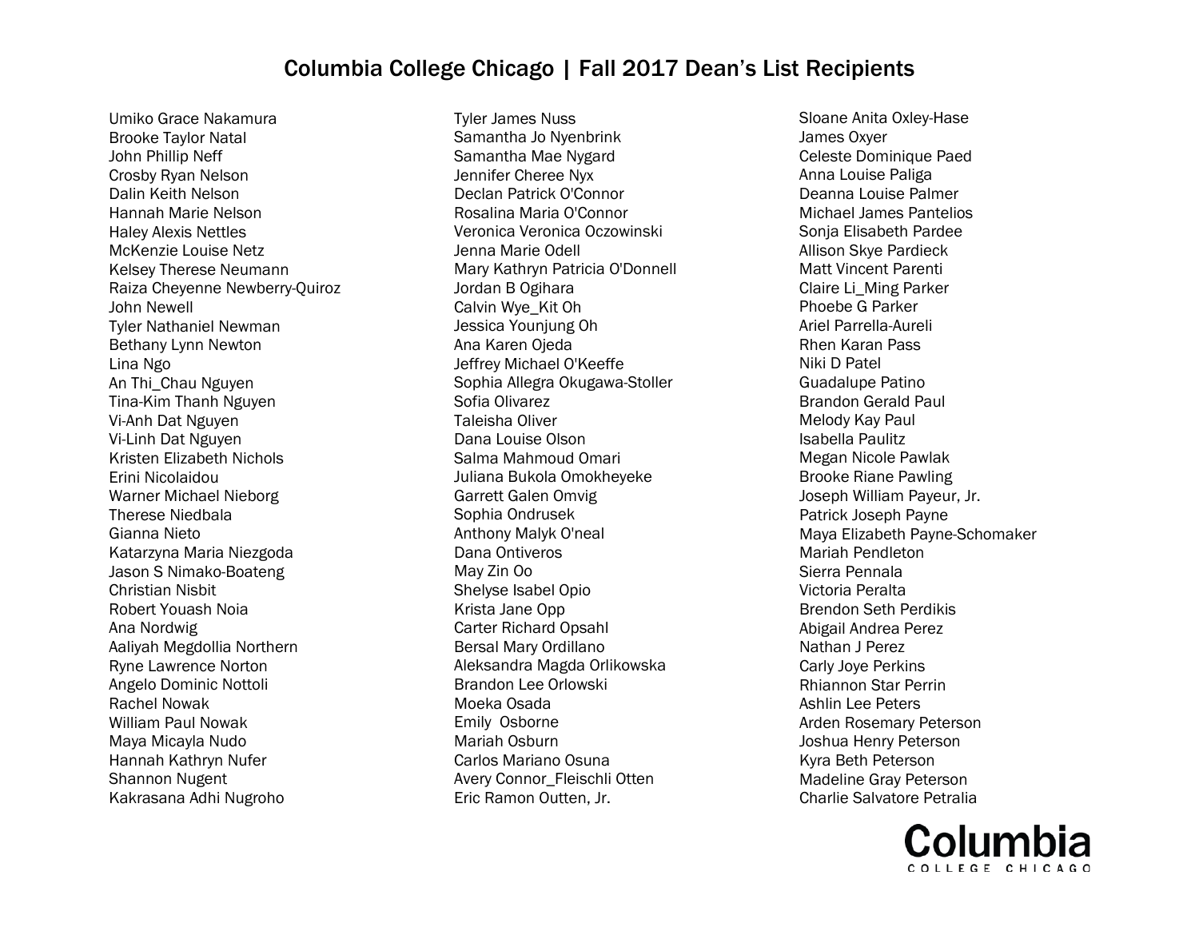# Columbia College Chicago | Fall 2017 Dean's List Recipients

Umiko Grace Nakamura
Brooke Taylor Natal
John Phillip Neff
Crosby Ryan Nelson
Dalin Keith Nelson
Hannah Marie Nelson
Haley Alexis Nettles
McKenzie Louise Netz
Kelsey Therese Neumann
Raiza Cheyenne Newberry-Quiroz
John Newell
Tyler Nathaniel Newman
Bethany Lynn Newton
Lina Ngo
An Thi_Chau Nguyen
Tina-Kim Thanh Nguyen
Vi-Anh Dat Nguyen
Vi-Linh Dat Nguyen
Kristen Elizabeth Nichols
Erini Nicolaidou
Warner Michael Nieborg
Therese Niedbala
Gianna Nieto
Katarzyna Maria Niezgoda
Jason S Nimako-Boateng
Christian Nisbit
Robert Youash Noia
Ana Nordwig
Aaliyah Megdollia Northern
Ryne Lawrence Norton
Angelo Dominic Nottoli
Rachel Nowak
William Paul Nowak
Maya Micayla Nudo
Hannah Kathryn Nufer
Shannon Nugent
Kakrasana Adhi Nugroho
Tyler James Nuss
Samantha Jo Nyenbrink
Samantha Mae Nygard
Jennifer Cheree Nyx
Declan Patrick O'Connor
Rosalina Maria O'Connor
Veronica Veronica Oczowinski
Jenna Marie Odell
Mary Kathryn Patricia O'Donnell
Jordan B Ogihara
Calvin Wye_Kit Oh
Jessica Younjung Oh
Ana Karen Ojeda
Jeffrey Michael O'Keeffe
Sophia Allegra Okugawa-Stoller
Sofia Olivarez
Taleisha Oliver
Dana Louise Olson
Salma Mahmoud Omari
Juliana Bukola Omokheyeke
Garrett Galen Omvig
Sophia Ondrusek
Anthony Malyk O'neal
Dana Ontiveros
May Zin Oo
Shelyse Isabel Opio
Krista Jane Opp
Carter Richard Opsahl
Bersal Mary Ordillano
Aleksandra Magda Orlikowska
Brandon Lee Orlowski
Moeka Osada
Emily  Osborne
Mariah Osburn
Carlos Mariano Osuna
Avery Connor_Fleischli Otten
Eric Ramon Outten, Jr.
Sloane Anita Oxley-Hase
James Oxyer
Celeste Dominique Paed
Anna Louise Paliga
Deanna Louise Palmer
Michael James Pantelios
Sonja Elisabeth Pardee
Allison Skye Pardieck
Matt Vincent Parenti
Claire Li_Ming Parker
Phoebe G Parker
Ariel Parrella-Aureli
Rhen Karan Pass
Niki D Patel
Guadalupe Patino
Brandon Gerald Paul
Melody Kay Paul
Isabella Paulitz
Megan Nicole Pawlak
Brooke Riane Pawling
Joseph William Payeur, Jr.
Patrick Joseph Payne
Maya Elizabeth Payne-Schomaker
Mariah Pendleton
Sierra Pennala
Victoria Peralta
Brendon Seth Perdikis
Abigail Andrea Perez
Nathan J Perez
Carly Joye Perkins
Rhiannon Star Perrin
Ashlin Lee Peters
Arden Rosemary Peterson
Joshua Henry Peterson
Kyra Beth Peterson
Madeline Gray Peterson
Charlie Salvatore Petralia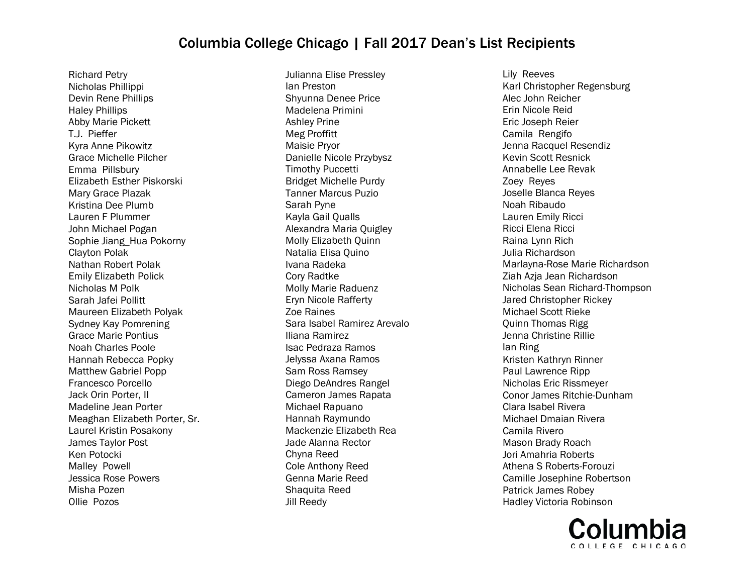# Columbia College Chicago | Fall 2017 Dean's List Recipients

Richard Petry
Nicholas Phillippi
Devin Rene Phillips
Haley Phillips
Abby Marie Pickett
T.J. Pieffer
Kyra Anne Pikowitz
Grace Michelle Pilcher
Emma Pillsbury
Elizabeth Esther Piskorski
Mary Grace Plazak
Kristina Dee Plumb
Lauren F Plummer
John Michael Pogan
Sophie Jiang_Hua Pokorny
Clayton Polak
Nathan Robert Polak
Emily Elizabeth Polick
Nicholas M Polk
Sarah Jafei Pollitt
Maureen Elizabeth Polyak
Sydney Kay Pomrening
Grace Marie Pontius
Noah Charles Poole
Hannah Rebecca Popky
Matthew Gabriel Popp
Francesco Porcello
Jack Orin Porter, II
Madeline Jean Porter
Meaghan Elizabeth Porter, Sr.
Laurel Kristin Posakony
James Taylor Post
Ken Potocki
Malley Powell
Jessica Rose Powers
Misha Pozen
Ollie Pozos
Julianna Elise Pressley
Ian Preston
Shyunna Denee Price
Madelena Primini
Ashley Prine
Meg Proffitt
Maisie Pryor
Danielle Nicole Przybysz
Timothy Puccetti
Bridget Michelle Purdy
Tanner Marcus Puzio
Sarah Pyne
Kayla Gail Qualls
Alexandra Maria Quigley
Molly Elizabeth Quinn
Natalia Elisa Quino
Ivana Radeka
Cory Radtke
Molly Marie Raduenz
Eryn Nicole Rafferty
Zoe Raines
Sara Isabel Ramirez Arevalo
Iliana Ramirez
Isac Pedraza Ramos
Jelyssa Axana Ramos
Sam Ross Ramsey
Diego DeAndres Rangel
Cameron James Rapata
Michael Rapuano
Hannah Raymundo
Mackenzie Elizabeth Rea
Jade Alanna Rector
Chyna Reed
Cole Anthony Reed
Genna Marie Reed
Shaquita Reed
Jill Reedy
Lily Reeves
Karl Christopher Regensburg
Alec John Reicher
Erin Nicole Reid
Eric Joseph Reier
Camila Rengifo
Jenna Racquel Resendiz
Kevin Scott Resnick
Annabelle Lee Revak
Zoey Reyes
Joselle Blanca Reyes
Noah Ribaudo
Lauren Emily Ricci
Ricci Elena Ricci
Raina Lynn Rich
Julia Richardson
Marlayna-Rose Marie Richardson
Ziah Azja Jean Richardson
Nicholas Sean Richard-Thompson
Jared Christopher Rickey
Michael Scott Rieke
Quinn Thomas Rigg
Jenna Christine Rillie
Ian Ring
Kristen Kathryn Rinner
Paul Lawrence Ripp
Nicholas Eric Rissmeyer
Conor James Ritchie-Dunham
Clara Isabel Rivera
Michael Dmaian Rivera
Camila Rivero
Mason Brady Roach
Jori Amahria Roberts
Athena S Roberts-Forouzi
Camille Josephine Robertson
Patrick James Robey
Hadley Victoria Robinson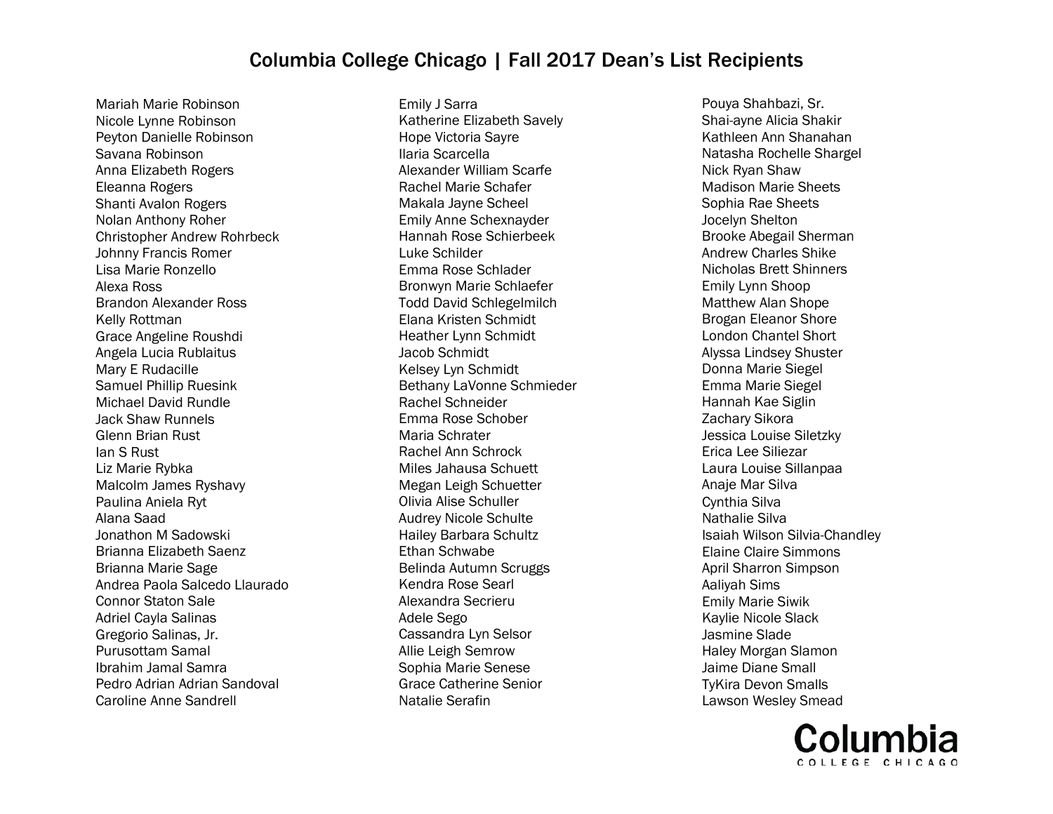# Columbia College Chicago | Fall 2017 Dean's List Recipients

Mariah Marie Robinson
Nicole Lynne Robinson
Peyton Danielle Robinson
Savana Robinson
Anna Elizabeth Rogers
Eleanna Rogers
Shanti Avalon Rogers
Nolan Anthony Roher
Christopher Andrew Rohrbeck
Johnny Francis Romer
Lisa Marie Ronzello
Alexa Ross
Brandon Alexander Ross
Kelly Rottman
Grace Angeline Roushdi
Angela Lucia Rublaitus
Mary E Rudacille
Samuel Phillip Ruesink
Michael David Rundle
Jack Shaw Runnels
Glenn Brian Rust
Ian S Rust
Liz Marie Rybka
Malcolm James Ryshavy
Paulina Aniela Ryt
Alana Saad
Jonathon M Sadowski
Brianna Elizabeth Saenz
Brianna Marie Sage
Andrea Paola Salcedo Llaurado
Connor Staton Sale
Adriel Cayla Salinas
Gregorio Salinas, Jr.
Purusottam Samal
Ibrahim Jamal Samra
Pedro Adrian Adrian Sandoval
Caroline Anne Sandrell
Emily J Sarra
Katherine Elizabeth Savely
Hope Victoria Sayre
Ilaria Scarcella
Alexander William Scarfe
Rachel Marie Schafer
Makala Jayne Scheel
Emily Anne Schexnayder
Hannah Rose Schierbeek
Luke Schilder
Emma Rose Schlader
Bronwyn Marie Schlaefer
Todd David Schlegelmilch
Elana Kristen Schmidt
Heather Lynn Schmidt
Jacob Schmidt
Kelsey Lyn Schmidt
Bethany LaVonne Schmieder
Rachel Schneider
Emma Rose Schober
Maria Schrater
Rachel Ann Schrock
Miles Jahausa Schuett
Megan Leigh Schuetter
Olivia Alise Schuller
Audrey Nicole Schulte
Hailey Barbara Schultz
Ethan Schwabe
Belinda Autumn Scruggs
Kendra Rose Searl
Alexandra Secrieru
Adele Sego
Cassandra Lyn Selsor
Allie Leigh Semrow
Sophia Marie Senese
Grace Catherine Senior
Natalie Serafin
Pouya Shahbazi, Sr.
Shai-ayne Alicia Shakir
Kathleen Ann Shanahan
Natasha Rochelle Shargel
Nick Ryan Shaw
Madison Marie Sheets
Sophia Rae Sheets
Jocelyn Shelton
Brooke Abegail Sherman
Andrew Charles Shike
Nicholas Brett Shinners
Emily Lynn Shoop
Matthew Alan Shope
Brogan Eleanor Shore
London Chantel Short
Alyssa Lindsey Shuster
Donna Marie Siegel
Emma Marie Siegel
Hannah Kae Siglin
Zachary Sikora
Jessica Louise Siletzky
Erica Lee Siliezar
Laura Louise Sillanpaa
Anaje Mar Silva
Cynthia Silva
Nathalie Silva
Isaiah Wilson Silvia-Chandley
Elaine Claire Simmons
April Sharron Simpson
Aaliyah Sims
Emily Marie Siwik
Kaylie Nicole Slack
Jasmine Slade
Haley Morgan Slamon
Jaime Diane Small
TyKira Devon Smalls
Lawson Wesley Smead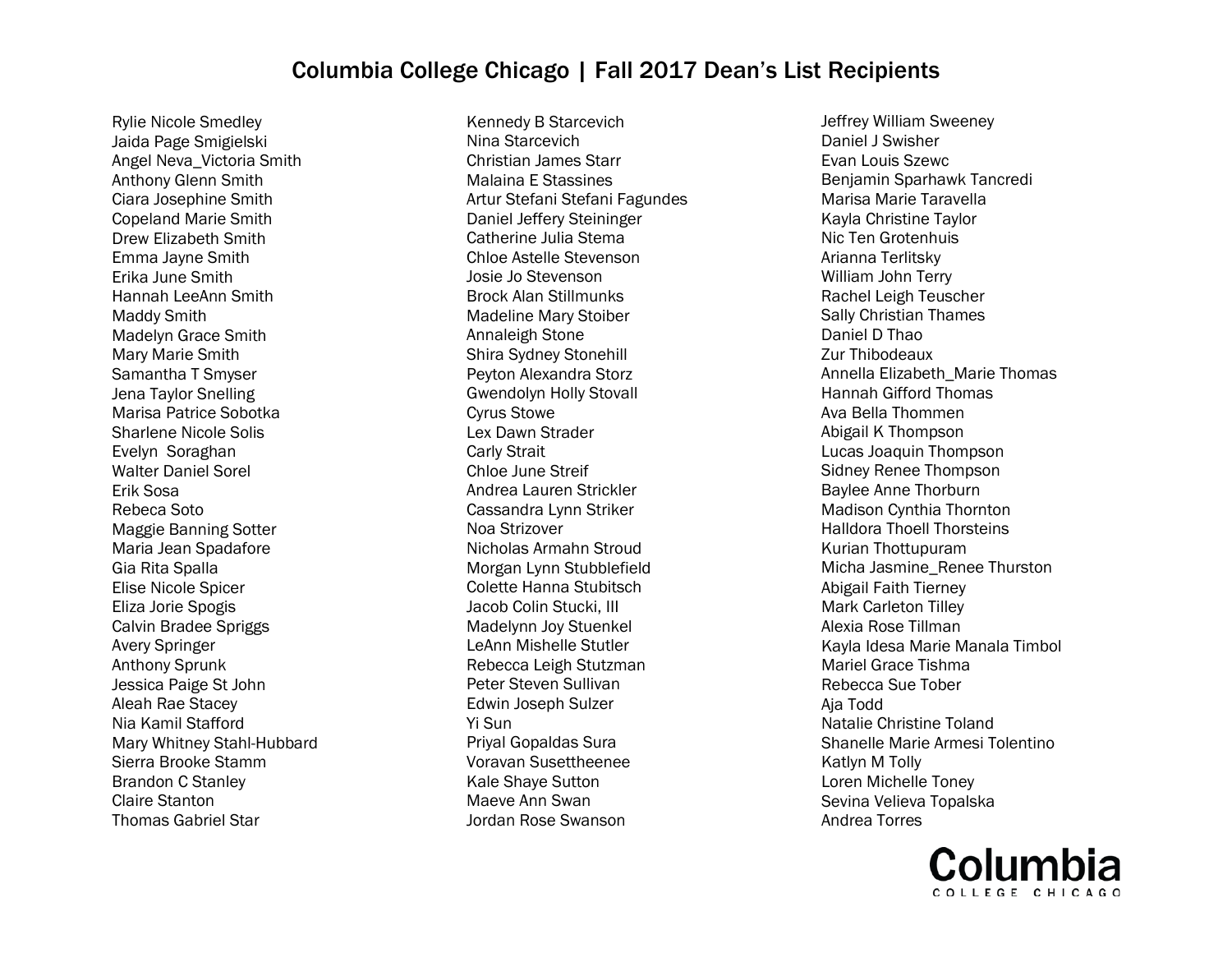# Columbia College Chicago | Fall 2017 Dean's List Recipients

Rylie Nicole Smedley
Jaida Page Smigielski
Angel Neva_Victoria Smith
Anthony Glenn Smith
Ciara Josephine Smith
Copeland Marie Smith
Drew Elizabeth Smith
Emma Jayne Smith
Erika June Smith
Hannah LeeAnn Smith
Maddy Smith
Madelyn Grace Smith
Mary Marie Smith
Samantha T Smyser
Jena Taylor Snelling
Marisa Patrice Sobotka
Sharlene Nicole Solis
Evelyn Soraghan
Walter Daniel Sorel
Erik Sosa
Rebeca Soto
Maggie Banning Sotter
Maria Jean Spadafore
Gia Rita Spalla
Elise Nicole Spicer
Eliza Jorie Spogis
Calvin Bradee Spriggs
Avery Springer
Anthony Sprunk
Jessica Paige St John
Aleah Rae Stacey
Nia Kamil Stafford
Mary Whitney Stahl-Hubbard
Sierra Brooke Stamm
Brandon C Stanley
Claire Stanton
Thomas Gabriel Star
Kennedy B Starcevich
Nina Starcevich
Christian James Starr
Malaina E Stassines
Artur Stefani Stefani Fagundes
Daniel Jeffery Steininger
Catherine Julia Stema
Chloe Astelle Stevenson
Josie Jo Stevenson
Brock Alan Stillmunks
Madeline Mary Stoiber
Annaleigh Stone
Shira Sydney Stonehill
Peyton Alexandra Storz
Gwendolyn Holly Stovall
Cyrus Stowe
Lex Dawn Strader
Carly Strait
Chloe June Streif
Andrea Lauren Strickler
Cassandra Lynn Striker
Noa Strizover
Nicholas Armahn Stroud
Morgan Lynn Stubblefield
Colette Hanna Stubitsch
Jacob Colin Stucki, III
Madelynn Joy Stuenkel
LeAnn Mishelle Stutler
Rebecca Leigh Stutzman
Peter Steven Sullivan
Edwin Joseph Sulzer
Yi Sun
Priyal Gopaldas Sura
Voravan Susettheenee
Kale Shaye Sutton
Maeve Ann Swan
Jordan Rose Swanson
Jeffrey William Sweeney
Daniel J Swisher
Evan Louis Szewc
Benjamin Sparhawk Tancredi
Marisa Marie Taravella
Kayla Christine Taylor
Nic Ten Grotenhuis
Arianna Terlitsky
William John Terry
Rachel Leigh Teuscher
Sally Christian Thames
Daniel D Thao
Zur Thibodeaux
Annella Elizabeth_Marie Thomas
Hannah Gifford Thomas
Ava Bella Thommen
Abigail K Thompson
Lucas Joaquin Thompson
Sidney Renee Thompson
Baylee Anne Thorburn
Madison Cynthia Thornton
Halldora Thoell Thorsteins
Kurian Thottupuram
Micha Jasmine_Renee Thurston
Abigail Faith Tierney
Mark Carleton Tilley
Alexia Rose Tillman
Kayla Idesa Marie Manala Timbol
Mariel Grace Tishma
Rebecca Sue Tober
Aja Todd
Natalie Christine Toland
Shanelle Marie Armesi Tolentino
Katlyn M Tolly
Loren Michelle Toney
Sevina Velieva Topalska
Andrea Torres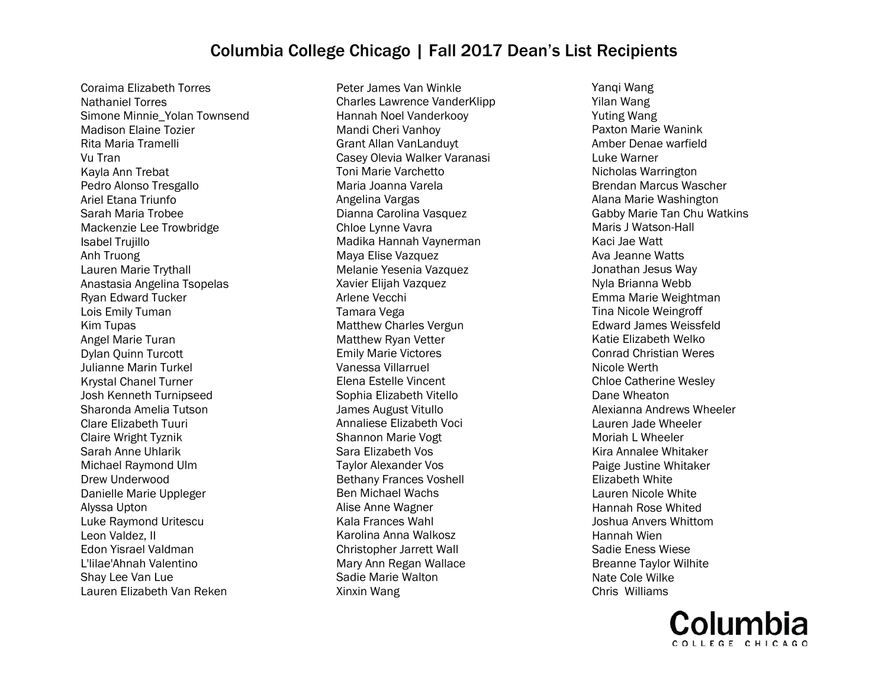# Columbia College Chicago | Fall 2017 Dean's List Recipients

Coraima Elizabeth Torres
Nathaniel Torres
Simone Minnie_Yolan Townsend
Madison Elaine Tozier
Rita Maria Tramelli
Vu Tran
Kayla Ann Trebat
Pedro Alonso Tresgallo
Ariel Etana Triunfo
Sarah Maria Trobee
Mackenzie Lee Trowbridge
Isabel Trujillo
Anh Truong
Lauren Marie Trythall
Anastasia Angelina Tsopelas
Ryan Edward Tucker
Lois Emily Tuman
Kim Tupas
Angel Marie Turan
Dylan Quinn Turcott
Julianne Marin Turkel
Krystal Chanel Turner
Josh Kenneth Turnipseed
Sharonda Amelia Tutson
Clare Elizabeth Tuuri
Claire Wright Tyznik
Sarah Anne Uhlarik
Michael Raymond Ulm
Drew Underwood
Danielle Marie Uppleger
Alyssa Upton
Luke Raymond Uritescu
Leon Valdez, II
Edon Yisrael Valdman
L'lilae'Ahnah Valentino
Shay Lee Van Lue
Lauren Elizabeth Van Reken
Peter James Van Winkle
Charles Lawrence VanderKlipp
Hannah Noel Vanderkooy
Mandi Cheri Vanhoy
Grant Allan VanLanduyt
Casey Olevia Walker Varanasi
Toni Marie Varchetto
Maria Joanna Varela
Angelina Vargas
Dianna Carolina Vasquez
Chloe Lynne Vavra
Madika Hannah Vaynerman
Maya Elise Vazquez
Melanie Yesenia Vazquez
Xavier Elijah Vazquez
Arlene Vecchi
Tamara Vega
Matthew Charles Vergun
Matthew Ryan Vetter
Emily Marie Victores
Vanessa Villarruel
Elena Estelle Vincent
Sophia Elizabeth Vitello
James August Vitullo
Annaliese Elizabeth Voci
Shannon Marie Vogt
Sara Elizabeth Vos
Taylor Alexander Vos
Bethany Frances Voshell
Ben Michael Wachs
Alise Anne Wagner
Kala Frances Wahl
Karolina Anna Walkosz
Christopher Jarrett Wall
Mary Ann Regan Wallace
Sadie Marie Walton
Xinxin Wang
Yanqi Wang
Yilan Wang
Yuting Wang
Paxton Marie Wanink
Amber Denae warfield
Luke Warner
Nicholas Warrington
Brendan Marcus Wascher
Alana Marie Washington
Gabby Marie Tan Chu Watkins
Maris J Watson-Hall
Kaci Jae Watt
Ava Jeanne Watts
Jonathan Jesus Way
Nyla Brianna Webb
Emma Marie Weightman
Tina Nicole Weingroff
Edward James Weissfeld
Katie Elizabeth Welko
Conrad Christian Weres
Nicole Werth
Chloe Catherine Wesley
Dane Wheaton
Alexianna Andrews Wheeler
Lauren Jade Wheeler
Moriah L Wheeler
Kira Annalee Whitaker
Paige Justine Whitaker
Elizabeth White
Lauren Nicole White
Hannah Rose Whited
Joshua Anvers Whittom
Hannah Wien
Sadie Eness Wiese
Breanne Taylor Wilhite
Nate Cole Wilke
Chris  Williams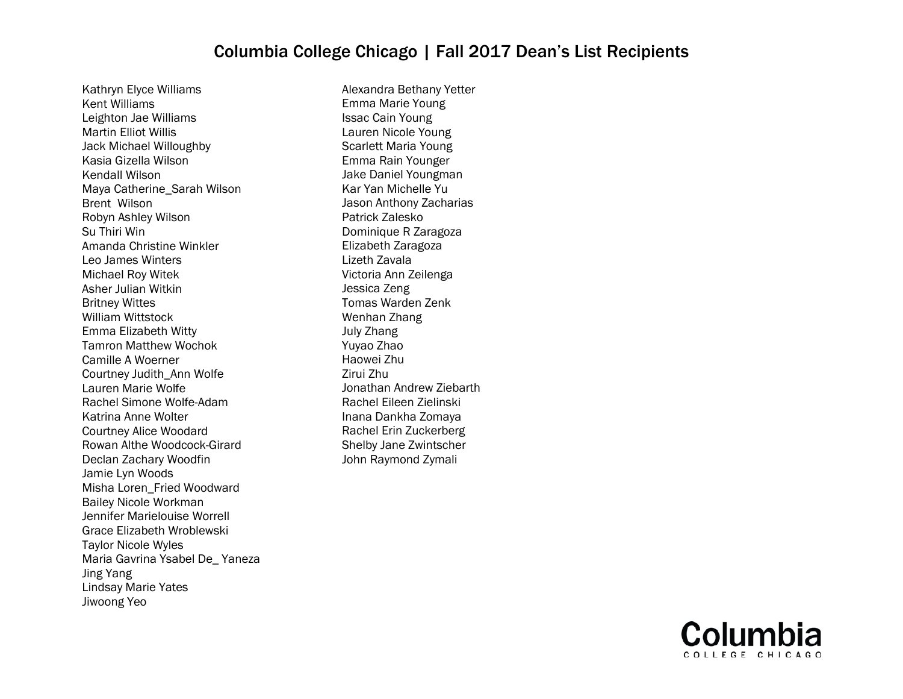# Columbia College Chicago | Fall 2017 Dean's List Recipients

Kathryn Elyce Williams
Kent Williams
Leighton Jae Williams
Martin Elliot Willis
Jack Michael Willoughby
Kasia Gizella Wilson
Kendall Wilson
Maya Catherine_Sarah Wilson
Brent  Wilson
Robyn Ashley Wilson
Su Thiri Win
Amanda Christine Winkler
Leo James Winters
Michael Roy Witek
Asher Julian Witkin
Britney Wittes
William Wittstock
Emma Elizabeth Witty
Tamron Matthew Wochok
Camille A Woerner
Courtney Judith_Ann Wolfe
Lauren Marie Wolfe
Rachel Simone Wolfe-Adam
Katrina Anne Wolter
Courtney Alice Woodard
Rowan Althe Woodcock-Girard
Declan Zachary Woodfin
Jamie Lyn Woods
Misha Loren_Fried Woodward
Bailey Nicole Workman
Jennifer Marielouise Worrell
Grace Elizabeth Wroblewski
Taylor Nicole Wyles
Maria Gavrina Ysabel De_ Yaneza
Jing Yang
Lindsay Marie Yates
Jiwoong Yeo
Alexandra Bethany Yetter
Emma Marie Young
Issac Cain Young
Lauren Nicole Young
Scarlett Maria Young
Emma Rain Younger
Jake Daniel Youngman
Kar Yan Michelle Yu
Jason Anthony Zacharias
Patrick Zalesko
Dominique R Zaragoza
Elizabeth Zaragoza
Lizeth Zavala
Victoria Ann Zeilenga
Jessica Zeng
Tomas Warden Zenk
Wenhan Zhang
July Zhang
Yuyao Zhao
Haowei Zhu
Zirui Zhu
Jonathan Andrew Ziebarth
Rachel Eileen Zielinski
Inana Dankha Zomaya
Rachel Erin Zuckerberg
Shelby Jane Zwintscher
John Raymond Zymali